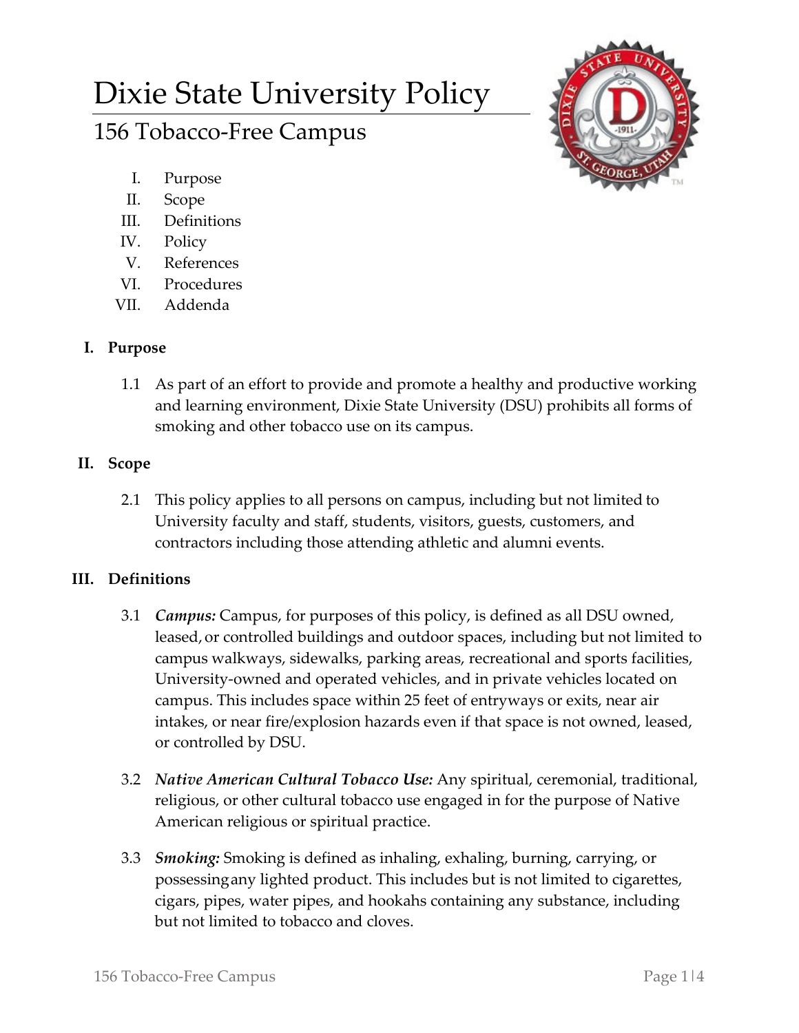# Dixie State University Policy

## 156 Tobacco-Free Campus

I. Purpose
II. Scope
III. Definitions
IV. Policy
V. References
VI. Procedures
VII. Addenda

### I. Purpose

1.1 As part of an effort to provide and promote a healthy and productive working and learning environment, Dixie State University (DSU) prohibits all forms of smoking and other tobacco use on its campus.

### II. Scope

2.1 This policy applies to all persons on campus, including but not limited to University faculty and staff, students, visitors, guests, customers, and contractors including those attending athletic and alumni events.

### III. Definitions

3.1 ***Campus:*** Campus, for purposes of this policy, is defined as all DSU owned, leased, or controlled buildings and outdoor spaces, including but not limited to campus walkways, sidewalks, parking areas, recreational and sports facilities, University-owned and operated vehicles, and in private vehicles located on campus. This includes space within 25 feet of entryways or exits, near air intakes, or near fire/explosion hazards even if that space is not owned, leased, or controlled by DSU.

3.2 ***Native American Cultural Tobacco Use:*** Any spiritual, ceremonial, traditional, religious, or other cultural tobacco use engaged in for the purpose of Native American religious or spiritual practice.

3.3 ***Smoking:*** Smoking is defined as inhaling, exhaling, burning, carrying, or possessing any lighted product. This includes but is not limited to cigarettes, cigars, pipes, water pipes, and hookahs containing any substance, including but not limited to tobacco and cloves.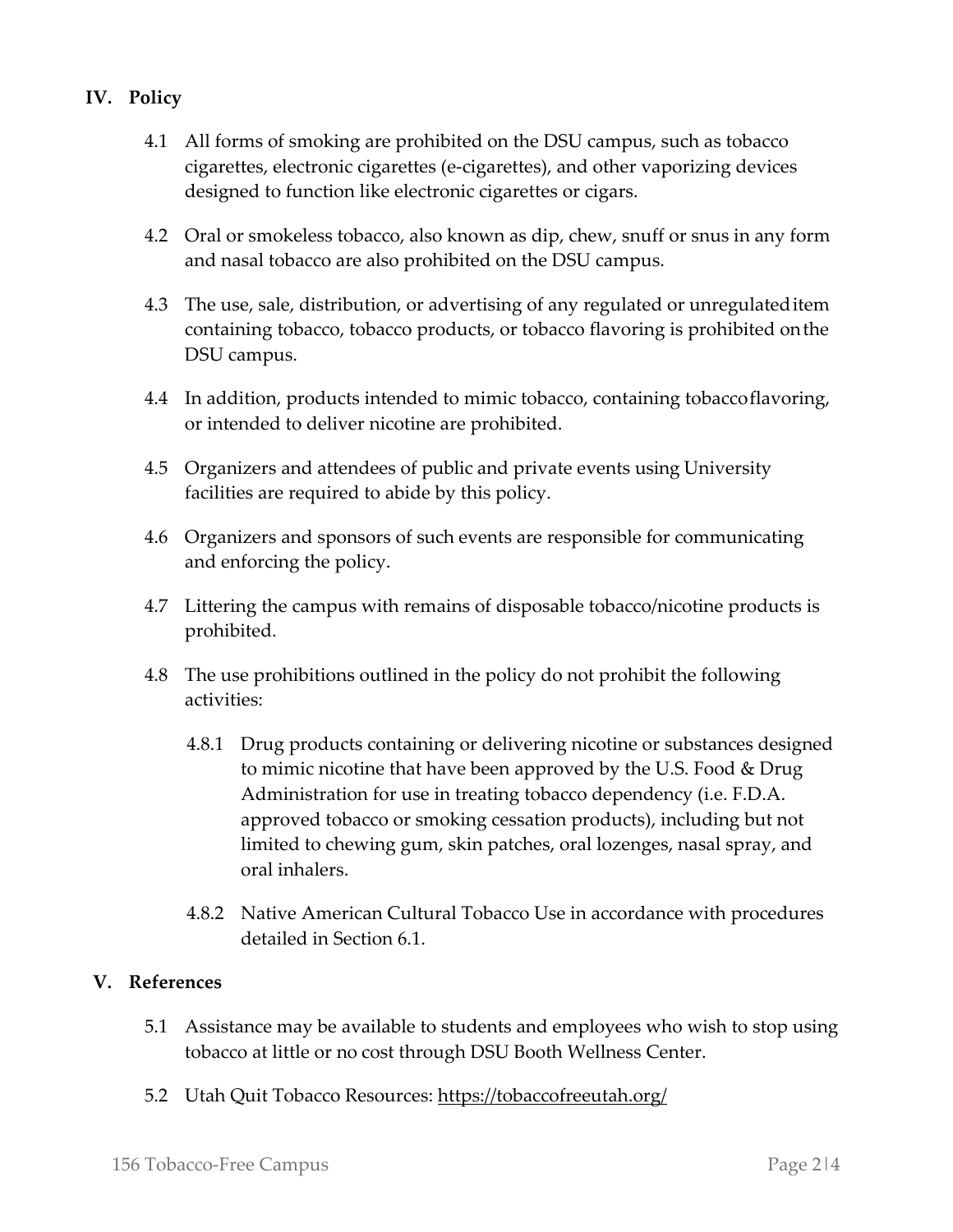## IV. Policy

4.1 All forms of smoking are prohibited on the DSU campus, such as tobacco cigarettes, electronic cigarettes (e-cigarettes), and other vaporizing devices designed to function like electronic cigarettes or cigars.

4.2 Oral or smokeless tobacco, also known as dip, chew, snuff or snus in any form and nasal tobacco are also prohibited on the DSU campus.

4.3 The use, sale, distribution, or advertising of any regulated or unregulated item containing tobacco, tobacco products, or tobacco flavoring is prohibited on the DSU campus.

4.4 In addition, products intended to mimic tobacco, containing tobacco flavoring, or intended to deliver nicotine are prohibited.

4.5 Organizers and attendees of public and private events using University facilities are required to abide by this policy.

4.6 Organizers and sponsors of such events are responsible for communicating and enforcing the policy.

4.7 Littering the campus with remains of disposable tobacco/nicotine products is prohibited.

4.8 The use prohibitions outlined in the policy do not prohibit the following activities:

4.8.1 Drug products containing or delivering nicotine or substances designed to mimic nicotine that have been approved by the U.S. Food & Drug Administration for use in treating tobacco dependency (i.e. F.D.A. approved tobacco or smoking cessation products), including but not limited to chewing gum, skin patches, oral lozenges, nasal spray, and oral inhalers.

4.8.2 Native American Cultural Tobacco Use in accordance with procedures detailed in Section 6.1.

## V. References

5.1 Assistance may be available to students and employees who wish to stop using tobacco at little or no cost through DSU Booth Wellness Center.

5.2 Utah Quit Tobacco Resources: https://tobaccofreeutah.org/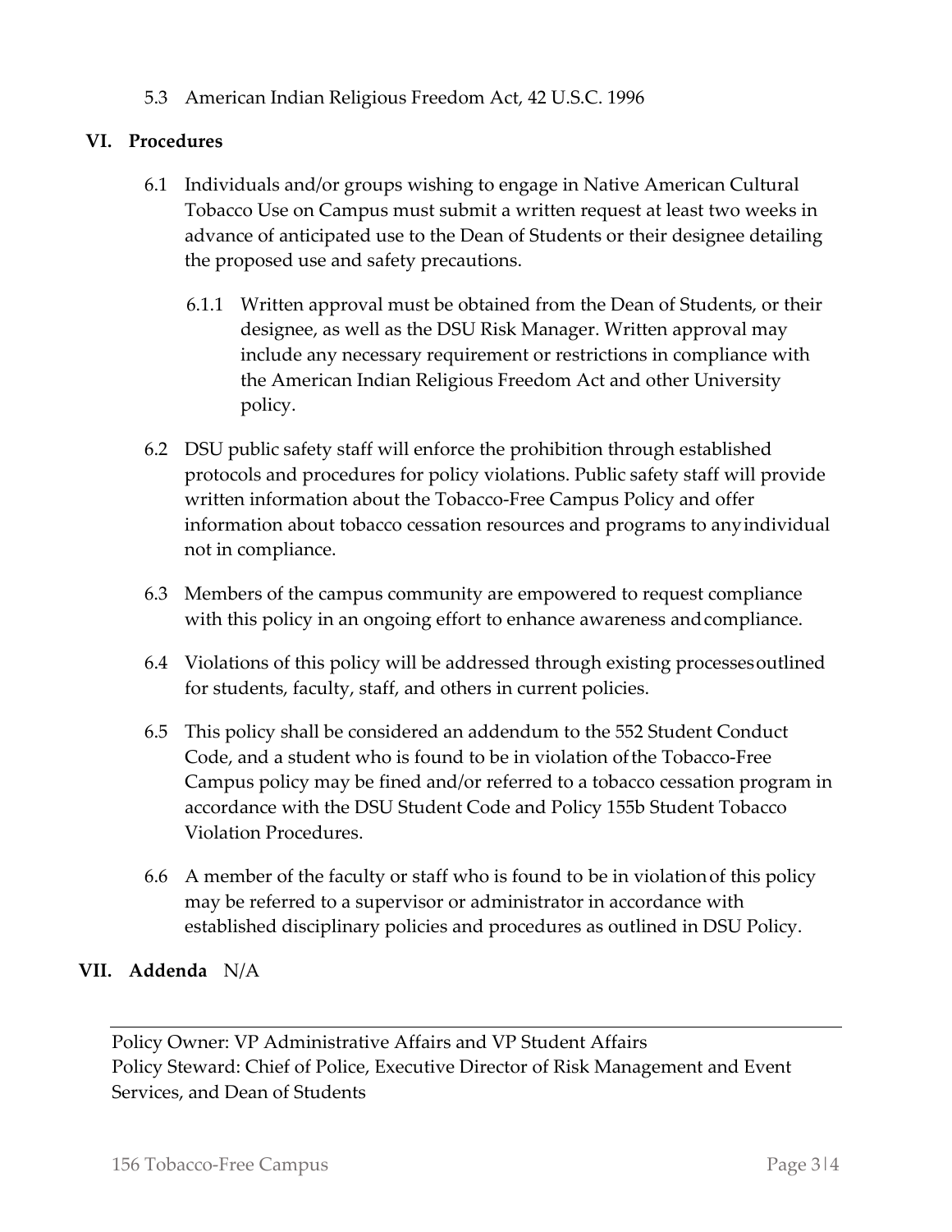5.3 American Indian Religious Freedom Act, 42 U.S.C. 1996

## VI. Procedures

6.1 Individuals and/or groups wishing to engage in Native American Cultural Tobacco Use on Campus must submit a written request at least two weeks in advance of anticipated use to the Dean of Students or their designee detailing the proposed use and safety precautions.

6.1.1 Written approval must be obtained from the Dean of Students, or their designee, as well as the DSU Risk Manager. Written approval may include any necessary requirement or restrictions in compliance with the American Indian Religious Freedom Act and other University policy.

6.2 DSU public safety staff will enforce the prohibition through established protocols and procedures for policy violations. Public safety staff will provide written information about the Tobacco-Free Campus Policy and offer information about tobacco cessation resources and programs to any individual not in compliance.

6.3 Members of the campus community are empowered to request compliance with this policy in an ongoing effort to enhance awareness and compliance.

6.4 Violations of this policy will be addressed through existing processes outlined for students, faculty, staff, and others in current policies.

6.5 This policy shall be considered an addendum to the 552 Student Conduct Code, and a student who is found to be in violation of the Tobacco-Free Campus policy may be fined and/or referred to a tobacco cessation program in accordance with the DSU Student Code and Policy 155b Student Tobacco Violation Procedures.

6.6 A member of the faculty or staff who is found to be in violation of this policy may be referred to a supervisor or administrator in accordance with established disciplinary policies and procedures as outlined in DSU Policy.

## VII. Addenda N/A

---

Policy Owner: VP Administrative Affairs and VP Student Affairs
Policy Steward: Chief of Police, Executive Director of Risk Management and Event Services, and Dean of Students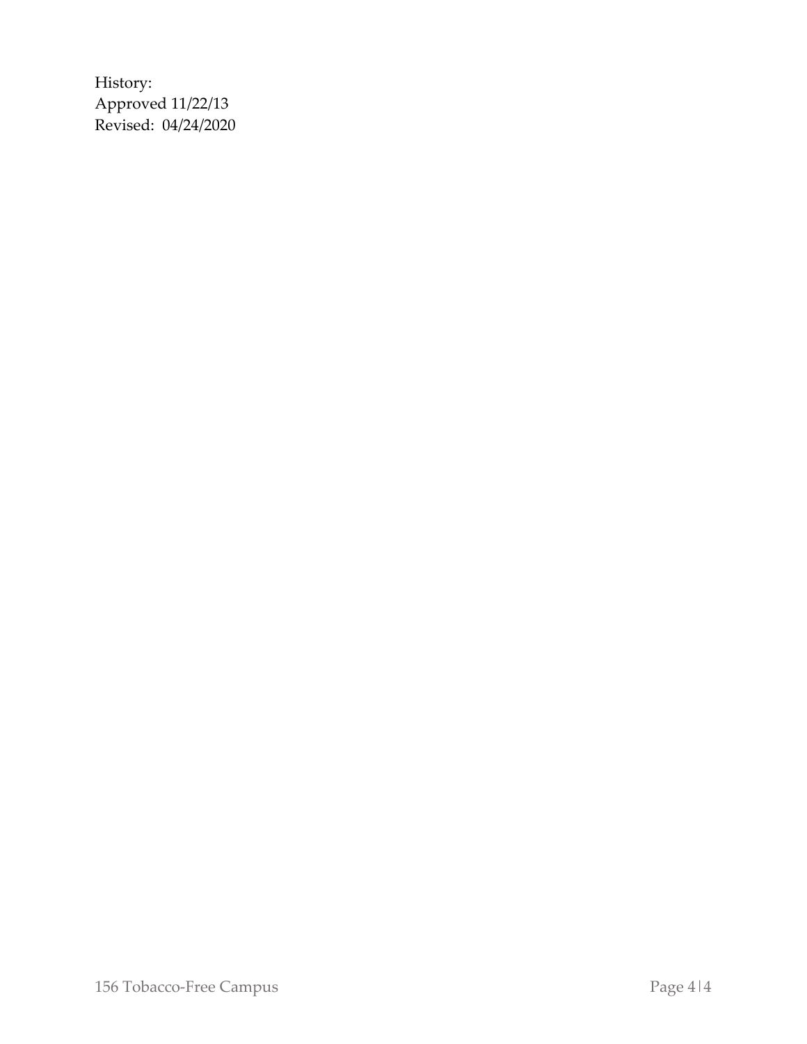History:
Approved 11/22/13
Revised: 04/24/2020